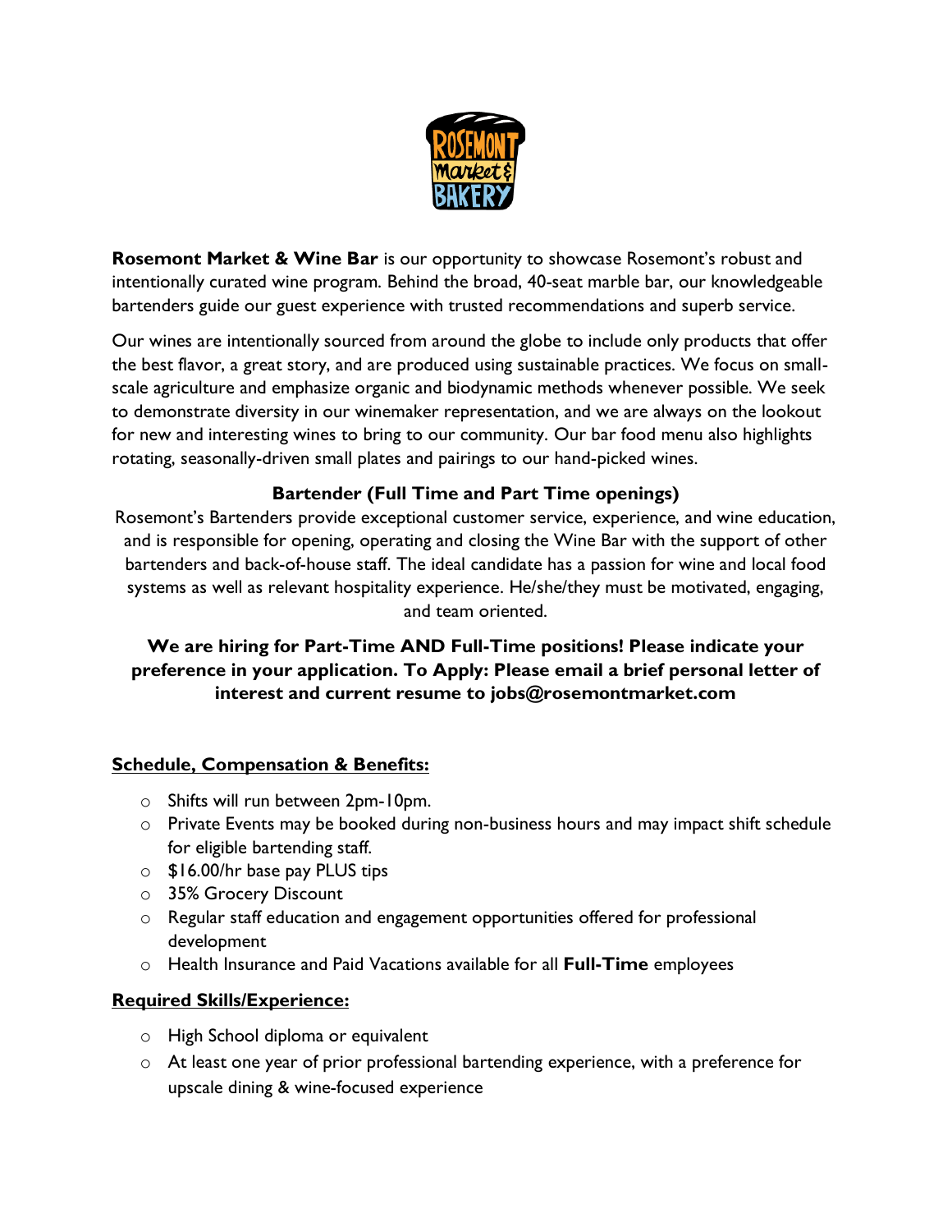**Rosemont Market & Wine Bar** is our opportunity to showcase Rosemont's robust and intentionally curated wine program. Behind the broad, 40-seat marble bar, our knowledgeable bartenders guide our guest experience with trusted recommendations and superb service.

Our wines are intentionally sourced from around the globe to include only products that offer the best flavor, a great story, and are produced using sustainable practices. We focus on small-scale agriculture and emphasize organic and biodynamic methods whenever possible. We seek to demonstrate diversity in our winemaker representation, and we are always on the lookout for new and interesting wines to bring to our community. Our bar food menu also highlights rotating, seasonally-driven small plates and pairings to our hand-picked wines.

**Bartender (Full Time and Part Time openings)**

Rosemont's Bartenders provide exceptional customer service, experience, and wine education, and is responsible for opening, operating and closing the Wine Bar with the support of other bartenders and back-of-house staff. The ideal candidate has a passion for wine and local food systems as well as relevant hospitality experience. He/she/they must be motivated, engaging, and team oriented.

**We are hiring for Part-Time AND Full-Time positions! Please indicate your preference in your application. To Apply: Please email a brief personal letter of interest and current resume to jobs@rosemontmarket.com**

## Schedule, Compensation & Benefits:

- Shifts will run between 2pm-10pm.
- Private Events may be booked during non-business hours and may impact shift schedule for eligible bartending staff.
- $16.00/hr base pay PLUS tips
- 35% Grocery Discount
- Regular staff education and engagement opportunities offered for professional development
- Health Insurance and Paid Vacations available for all **Full-Time** employees

## Required Skills/Experience:

- High School diploma or equivalent
- At least one year of prior professional bartending experience, with a preference for upscale dining & wine-focused experience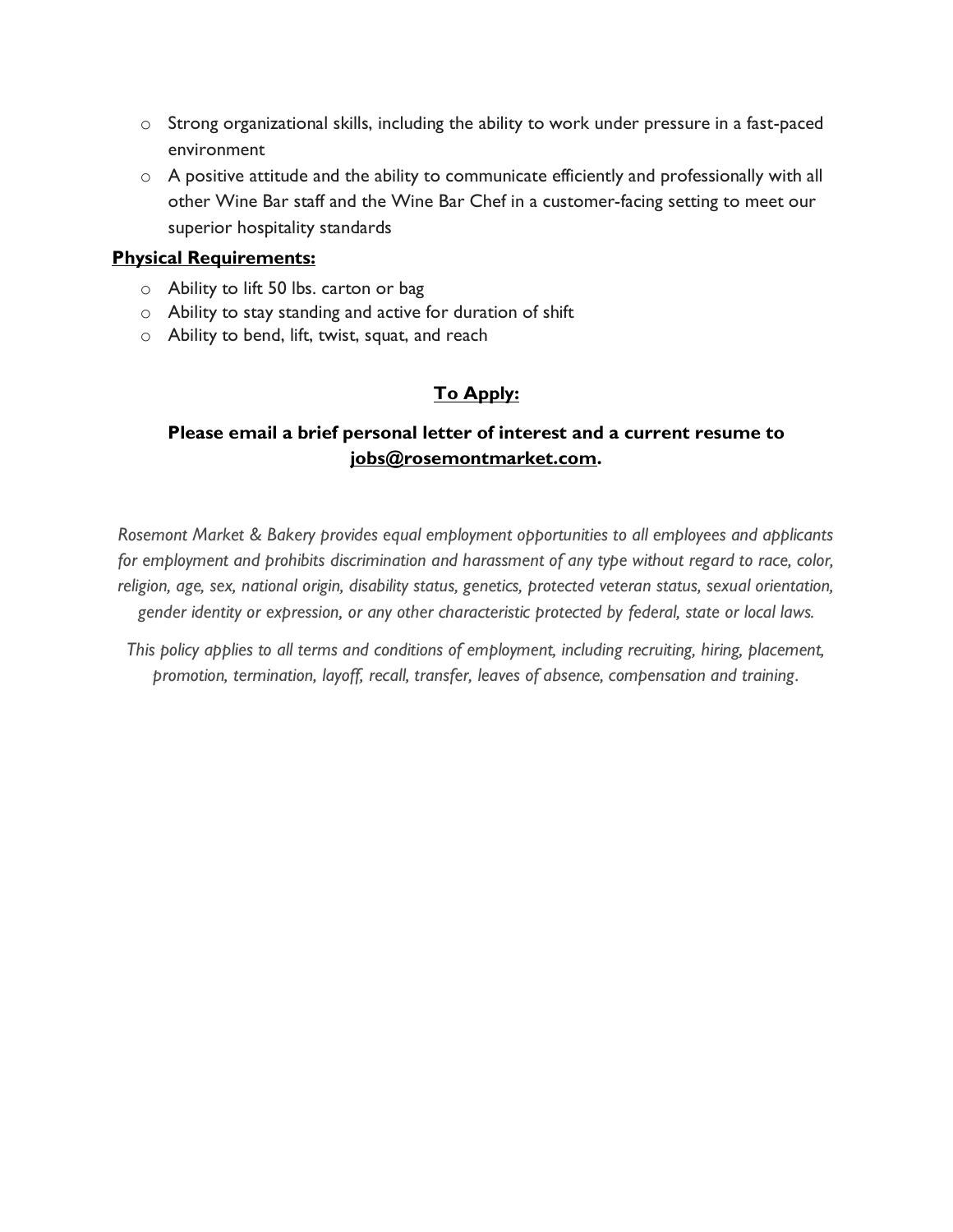- Strong organizational skills, including the ability to work under pressure in a fast-paced environment
- A positive attitude and the ability to communicate efficiently and professionally with all other Wine Bar staff and the Wine Bar Chef in a customer-facing setting to meet our superior hospitality standards

**Physical Requirements:**

- Ability to lift 50 lbs. carton or bag
- Ability to stay standing and active for duration of shift
- Ability to bend, lift, twist, squat, and reach

## To Apply:

**Please email a brief personal letter of interest and a current resume to jobs@rosemontmarket.com.**

*Rosemont Market & Bakery provides equal employment opportunities to all employees and applicants for employment and prohibits discrimination and harassment of any type without regard to race, color, religion, age, sex, national origin, disability status, genetics, protected veteran status, sexual orientation, gender identity or expression, or any other characteristic protected by federal, state or local laws.*

*This policy applies to all terms and conditions of employment, including recruiting, hiring, placement, promotion, termination, layoff, recall, transfer, leaves of absence, compensation and training.*